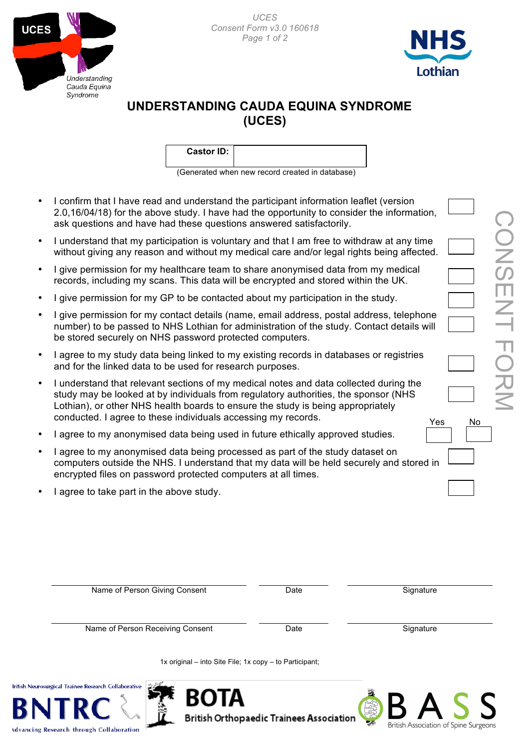# UNDERSTANDING CAUDA EQUINA SYNDROME (UCES)

| Castor ID: | |
|---|---|

(Generated when new record created in database)

CONSENT FORM

- I confirm that I have read and understand the participant information leaflet (version 2.0,16/04/18) for the above study. I have had the opportunity to consider the information, ask questions and have had these questions answered satisfactorily. ☐
- I understand that my participation is voluntary and that I am free to withdraw at any time without giving any reason and without my medical care and/or legal rights being affected. ☐
- I give permission for my healthcare team to share anonymised data from my medical records, including my scans. This data will be encrypted and stored within the UK. ☐
- I give permission for my GP to be contacted about my participation in the study. ☐
- I give permission for my contact details (name, email address, postal address, telephone number) to be passed to NHS Lothian for administration of the study. Contact details will be stored securely on NHS password protected computers. ☐
- I agree to my study data being linked to my existing records in databases or registries and for the linked data to be used for research purposes. ☐
- I understand that relevant sections of my medical notes and data collected during the study may be looked at by individuals from regulatory authorities, the sponsor (NHS Lothian), or other NHS health boards to ensure the study is being appropriately conducted. I agree to these individuals accessing my records. ☐
- I agree to my anonymised data being used in future ethically approved studies. Yes ☐ No ☐
- I agree to my anonymised data being processed as part of the study dataset on computers outside the NHS. I understand that my data will be held securely and stored in encrypted files on password protected computers at all times. ☐
- I agree to take part in the above study. ☐

| Name of Person Giving Consent | Date | Signature |
|---|---|---|
| Name of Person Receiving Consent | Date | Signature |

1x original – into Site File; 1x copy – to Participant;

British Neurosurgical Trainee Research Collaborative — BNTRC — Advancing Research through Collaboration

BOTA — British Orthopaedic Trainees Association

BASS — British Association of Spine Surgeons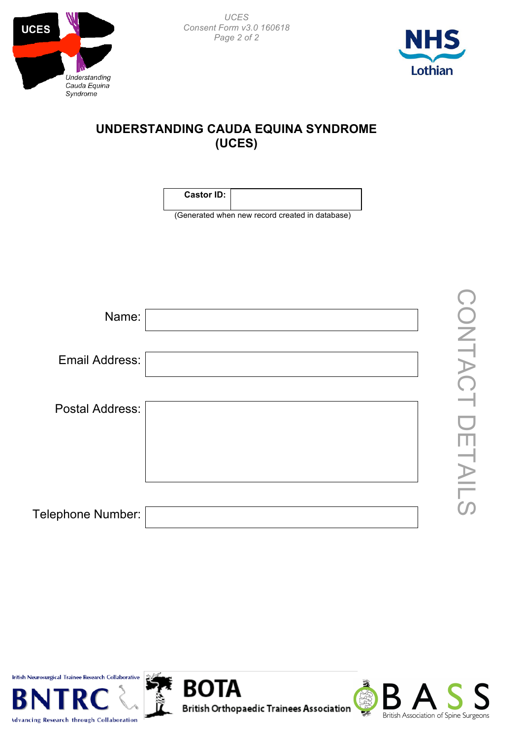# UNDERSTANDING CAUDA EQUINA SYNDROME (UCES)

| | |
|---|---|
| **Castor ID:** | |

(Generated when new record created in database)

## CONTACT DETAILS

| | |
|---|---|
| Name: | |
| Email Address: | |
| Postal Address: | |
| Telephone Number: | |